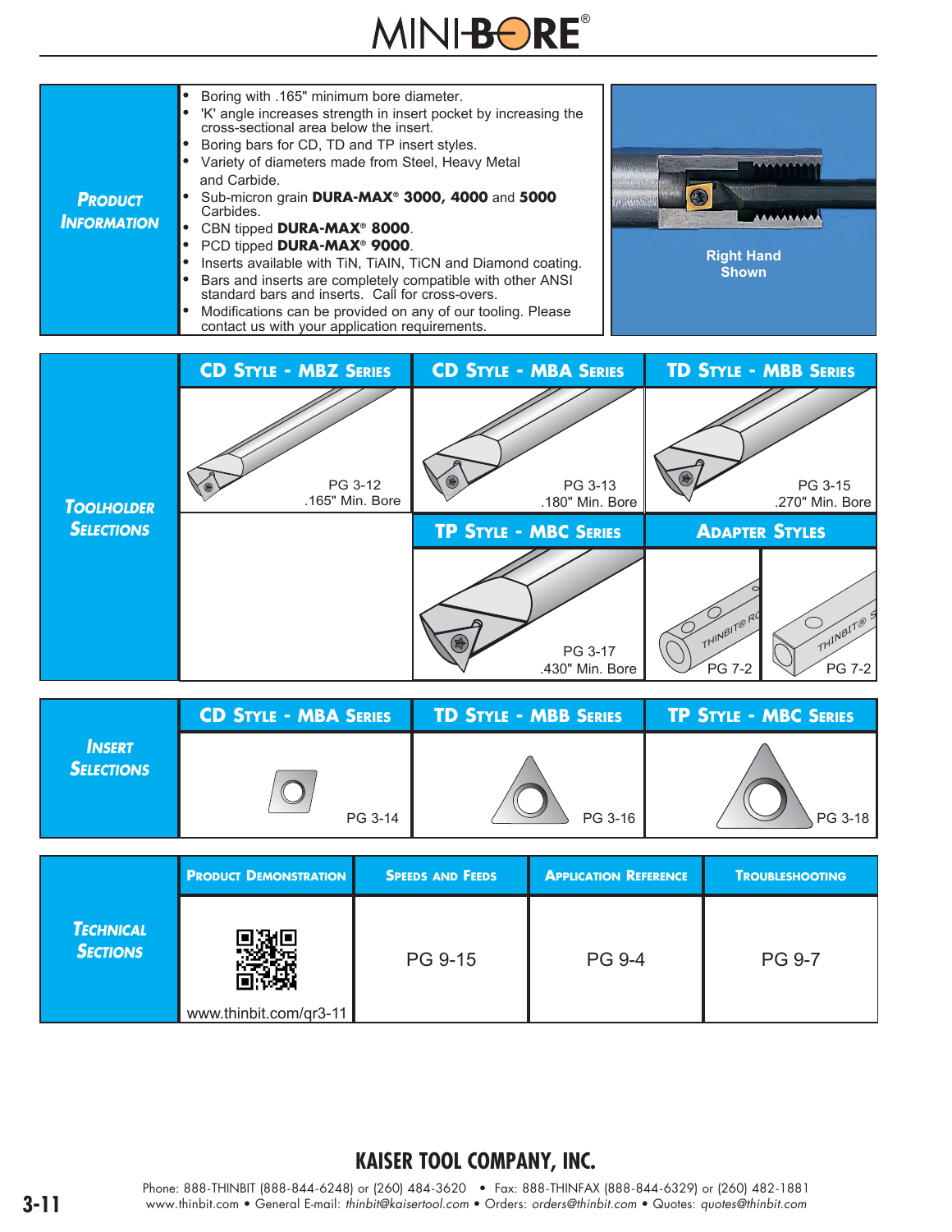# MINI-BORE®

## Product Information

- Boring with .165" minimum bore diameter.
- 'K' angle increases strength in insert pocket by increasing the cross-sectional area below the insert.
- Boring bars for CD, TD and TP insert styles.
- Variety of diameters made from Steel, Heavy Metal and Carbide.
- Sub-micron grain **DURA-MAX® 3000, 4000** and **5000** Carbides.
- CBN tipped **DURA-MAX® 8000**.
- PCD tipped **DURA-MAX® 9000**.
- Inserts available with TiN, TiAIN, TiCN and Diamond coating.
- Bars and inserts are completely compatible with other ANSI standard bars and inserts. Call for cross-overs.
- Modifications can be provided on any of our tooling. Please contact us with your application requirements.

Right Hand Shown

## Toolholder Selections

| CD Style - MBZ Series | CD Style - MBA Series | TD Style - MBB Series |
|---|---|---|
| PG 3-12<br>.165" Min. Bore | PG 3-13<br>.180" Min. Bore | PG 3-15<br>.270" Min. Bore |

| TP Style - MBC Series | Adapter Styles | |
|---|---|---|
| PG 3-17<br>.430" Min. Bore | PG 7-2 | PG 7-2 |

## Insert Selections

| CD Style - MBA Series | TD Style - MBB Series | TP Style - MBC Series |
|---|---|---|
| PG 3-14 | PG 3-16 | PG 3-18 |

## Technical Sections

| Product Demonstration | Speeds and Feeds | Application Reference | Troubleshooting |
|---|---|---|---|
| www.thinbit.com/qr3-11 | PG 9-15 | PG 9-4 | PG 9-7 |

**KAISER TOOL COMPANY, INC.**

Phone: 888-THINBIT (888-844-6248) or (260) 484-3620 • Fax: 888-THINFAX (888-844-6329) or (260) 482-1881
www.thinbit.com • General E-mail: *thinbit@kaisertool.com* • Orders: *orders@thinbit.com* • Quotes: *quotes@thinbit.com*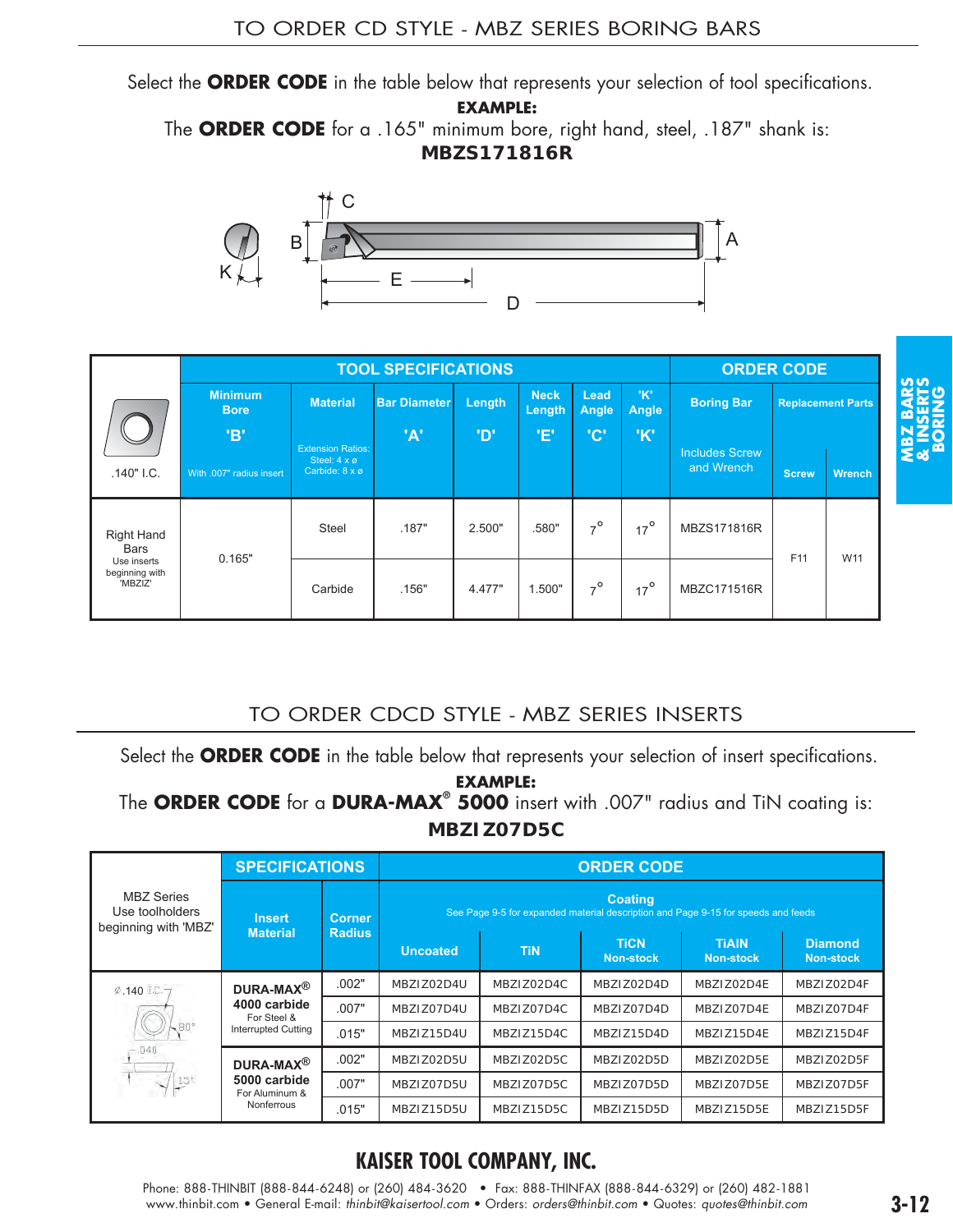# TO ORDER CD STYLE - MBZ SERIES BORING BARS

Select the **ORDER CODE** in the table below that represents your selection of tool specifications.

**EXAMPLE:**

The **ORDER CODE** for a .165" minimum bore, right hand, steel, .187" shank is:

**MBZS171816R**

| .140" I.C. | TOOL SPECIFICATIONS | | | | | | | ORDER CODE | | |
|---|---|---|---|---|---|---|---|---|---|---|
| | Minimum Bore 'B' With .007" radius insert | Material Extension Ratios: Steel: 4 x ø Carbide: 8 x ø | Bar Diameter 'A' | Length 'D' | Neck Length 'E' | Lead Angle 'C' | 'K' Angle 'K' | Boring Bar Includes Screw and Wrench | Replacement Parts Screw | Replacement Parts Wrench |
| Right Hand Bars Use inserts beginning with 'MBZIZ' | 0.165" | Steel | .187" | 2.500" | .580" | 7° | 17° | MBZS171816R | F11 | W11 |
| | | Carbide | .156" | 4.477" | 1.500" | 7° | 17° | MBZC171516R | | |

# TO ORDER CDCD STYLE - MBZ SERIES INSERTS

Select the **ORDER CODE** in the table below that represents your selection of insert specifications.

**EXAMPLE:**

The **ORDER CODE** for a **DURA-MAX® 5000** insert with .007" radius and TiN coating is:

**MBZI Z07D5C**

| MBZ Series Use toolholders beginning with 'MBZ' | SPECIFICATIONS | | ORDER CODE | | | | |
|---|---|---|---|---|---|---|---|
| | Insert Material | Corner Radius | Coating (See Page 9-5 for expanded material description and Page 9-15 for speeds and feeds) Uncoated | TiN | TiCN Non-stock | TiAIN Non-stock | Diamond Non-stock |
| ⌀.140 I.C., 80°, .040, 15° | DURA-MAX® 4000 carbide For Steel & Interrupted Cutting | .002" | MBZIZ02D4U | MBZIZ02D4C | MBZIZ02D4D | MBZIZ02D4E | MBZIZ02D4F |
| | | .007" | MBZIZ07D4U | MBZIZ07D4C | MBZIZ07D4D | MBZIZ07D4E | MBZIZ07D4F |
| | | .015" | MBZIZ15D4U | MBZIZ15D4C | MBZIZ15D4D | MBZIZ15D4E | MBZIZ15D4F |
| | DURA-MAX® 5000 carbide For Aluminum & Nonferrous | .002" | MBZIZ02D5U | MBZIZ02D5C | MBZIZ02D5D | MBZIZ02D5E | MBZIZ02D5F |
| | | .007" | MBZIZ07D5U | MBZIZ07D5C | MBZIZ07D5D | MBZIZ07D5E | MBZIZ07D5F |
| | | .015" | MBZIZ15D5U | MBZIZ15D5C | MBZIZ15D5D | MBZIZ15D5E | MBZIZ15D5F |

**KAISER TOOL COMPANY, INC.**

Phone: 888-THINBIT (888-844-6248) or (260) 484-3620 • Fax: 888-THINFAX (888-844-6329) or (260) 482-1881
www.thinbit.com • General E-mail: *thinbit@kaisertool.com* • Orders: *orders@thinbit.com* • Quotes: *quotes@thinbit.com*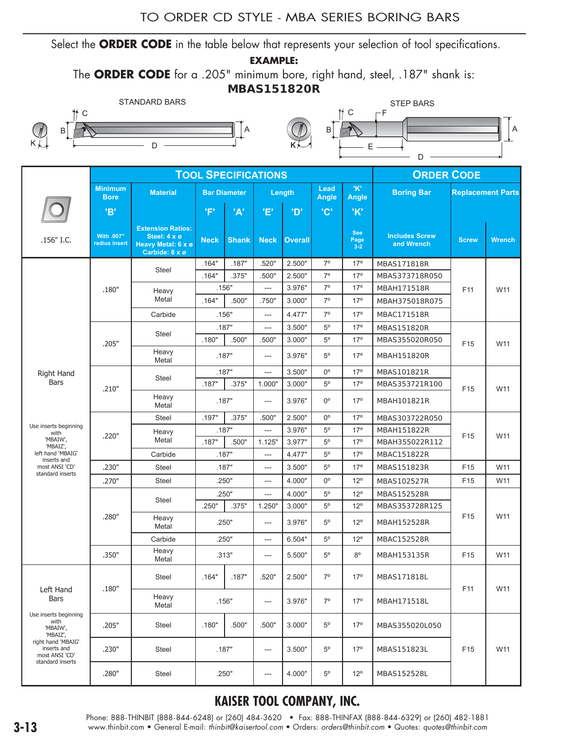# TO ORDER CD STYLE - MBA SERIES BORING BARS

Select the **ORDER CODE** in the table below that represents your selection of tool specifications.

**EXAMPLE:**

The **ORDER CODE** for a .205" minimum bore, right hand, steel, .187" shank is:

**MBAS151820R**

STANDARD BARS — STEP BARS

| .156" I.C. | TOOL SPECIFICATIONS | | | | | | | | | ORDER CODE | | |
|---|---|---|---|---|---|---|---|---|---|---|---|---|
| | Minimum Bore 'B' With .007" radius insert | Material Extension Ratios: Steel: 4 x ø Heavy Metal: 6 x ø Carbide: 8 x ø | Bar Diameter 'F' Neck | Bar Diameter 'A' Shank | Length 'E' Neck | Length 'D' Overall | Lead Angle 'C' | 'K' Angle 'K' See Page 3-2 | Boring Bar Includes Screw and Wrench | Replacement Parts Screw | Replacement Parts Wrench |
| Right Hand Bars | .180" | Steel | .164" | .187" | .520" | 2.500" | 7° | 17° | MBAS171818R | F11 | W11 |
| | | Steel | .164" | .375" | .500" | 2.500" | 7° | 17° | MBAS373718R050 | | |
| | | Heavy Metal | .156" | | --- | 3.976" | 7° | 17° | MBAH171518R | | |
| | | Heavy Metal | .164" | .500" | .750" | 3.000" | 7° | 17° | MBAH375018R075 | | |
| | | Carbide | .156" | | --- | 4.477" | 7° | 17° | MBAC171518R | | |
| | .205" | Steel | .187" | | --- | 3.500" | 5° | 17° | MBAS151820R | F15 | W11 |
| | | Steel | .180" | .500" | .500" | 3.000" | 5° | 17° | MBAS355020R050 | | |
| | | Heavy Metal | .187" | | --- | 3.976" | 5° | 17° | MBAH151820R | | |
| | .210" | Steel | .187" | | --- | 3.500" | 0° | 17° | MBAS101821R | F15 | W11 |
| | | Steel | .187" | .375" | 1.000" | 3.000" | 5° | 17° | MBAS353721R100 | | |
| | | Heavy Metal | .187" | | --- | 3.976" | 0° | 17° | MBAH101821R | | |
| Use inserts beginning with 'MBAIW', 'MBAIZ', left hand 'MBAIG' inserts and most ANSI 'CD' standard inserts | .220" | Steel | .197" | .375" | .500" | 2.500" | 0° | 17° | MBAS303722R050 | F15 | W11 |
| | | Heavy Metal | .187" | | --- | 3.976" | 5° | 17° | MBAH151822R | | |
| | | Heavy Metal | .187" | .500" | 1.125" | 3.977" | 5° | 17° | MBAH355022R112 | | |
| | | Carbide | .187" | | --- | 4.477" | 5° | 17° | MBAC151822R | | |
| | .230" | Steel | .187" | | --- | 3.500" | 5° | 17° | MBAS151823R | F15 | W11 |
| | .270" | Steel | .250" | | --- | 4.000" | 0° | 12° | MBAS102527R | F15 | W11 |
| | .280" | Steel | .250" | | --- | 4.000" | 5° | 12° | MBAS152528R | F15 | W11 |
| | | Steel | .250" | .375" | 1.250" | 3.000" | 5° | 12° | MBAS353728R125 | | |
| | | Heavy Metal | .250" | | --- | 3.976" | 5° | 12° | MBAH152528R | | |
| | | Carbide | .250" | | --- | 6.504" | 5° | 12° | MBAC152528R | | |
| | .350" | Heavy Metal | .313" | | --- | 5.500" | 5° | 8° | MBAH153135R | F15 | W11 |
| Left Hand Bars | .180" | Steel | .164" | .187" | .520" | 2.500" | 7° | 17° | MBAS171818L | F11 | W11 |
| | | Heavy Metal | .156" | | --- | 3.976" | 7° | 17° | MBAH171518L | | |
| Use inserts beginning with 'MBAIW', 'MBAIZ', right hand 'MBAIG' inserts and most ANSI 'CD' standard inserts | .205" | Steel | .180" | .500" | .500" | 3.000" | 5° | 17° | MBAS355020L050 | F15 | W11 |
| | .230" | Steel | .187" | | --- | 3.500" | 5° | 17° | MBAS151823L | | |
| | .280" | Steel | .250" | | --- | 4.000" | 5° | 12° | MBAS152528L | | |

## KAISER TOOL COMPANY, INC.

Phone: 888-THINBIT (888-844-6248) or (260) 484-3620 • Fax: 888-THINFAX (888-844-6329) or (260) 482-1881
www.thinbit.com • General E-mail: *thinbit@kaisertool.com* • Orders: *orders@thinbit.com* • Quotes: *quotes@thinbit.com*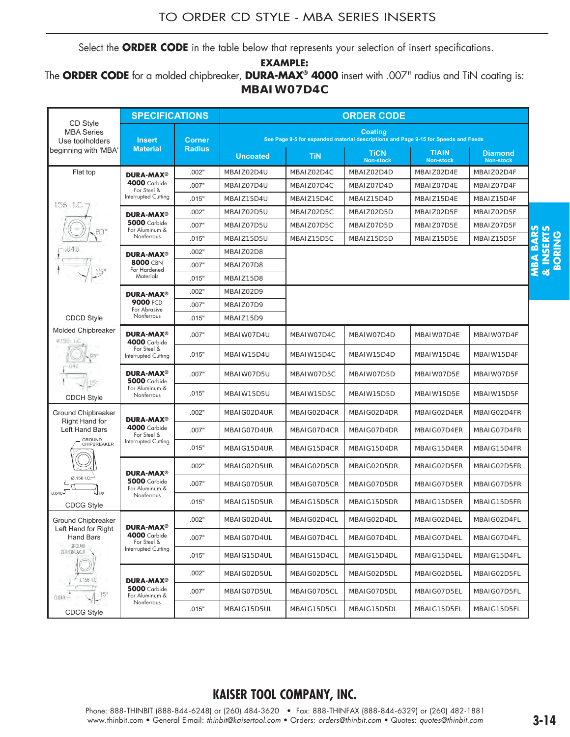# TO ORDER CD STYLE - MBA SERIES INSERTS

Select the **ORDER CODE** in the table below that represents your selection of insert specifications.

**EXAMPLE:**

The **ORDER CODE** for a molded chipbreaker, **DURA-MAX® 4000** insert with .007" radius and TiN coating is:

**MBAI W07D4C**

| CD Style MBA Series Use toolholders beginning with 'MBA' | SPECIFICATIONS | | ORDER CODE | | | | |
|---|---|---|---|---|---|---|---|
| | Insert Material | Corner Radius | Coating — See Page 9-5 for expanded material descriptions and Page 9-15 for Speeds and Feeds | | | | |
| | | | Uncoated | TiN | TiCN Non-stock | TiAlN Non-stock | Diamond Non-stock |
| Flat top — CDCD Style | **DURA-MAX® 4000** Carbide For Steel & Interrupted Cutting | .002" | MBAI Z02D4U | MBAI Z02D4C | MBAI Z02D4D | MBAI Z02D4E | MBAI Z02D4F |
| | | .007" | MBAI Z07D4U | MBAI Z07D4C | MBAI Z07D4D | MBAI Z07D4E | MBAI Z07D4F |
| | | .015" | MBAI Z15D4U | MBAI Z15D4C | MBAI Z15D4D | MBAI Z15D4E | MBAI Z15D4F |
| | **DURA-MAX® 5000** Carbide For Aluminum & Nonferrous | .002" | MBAI Z02D5U | MBAI Z02D5C | MBAI Z02D5D | MBAI Z02D5E | MBAI Z02D5F |
| | | .007" | MBAI Z07D5U | MBAI Z07D5C | MBAI Z07D5D | MBAI Z07D5E | MBAI Z07D5F |
| | | .015" | MBAI Z15D5U | MBAI Z15D5C | MBAI Z15D5D | MBAI Z15D5E | MBAI Z15D5F |
| | **DURA-MAX® 8000** CBN For Hardened Materials | .002" | MBAI Z02D8 | | | | |
| | | .007" | MBAI Z07D8 | | | | |
| | | .015" | MBAI Z15D8 | | | | |
| | **DURA-MAX® 9000** PCD For Abrasive Nonferrous | .002" | MBAI Z02D9 | | | | |
| | | .007" | MBAI Z07D9 | | | | |
| | | .015" | MBAI Z15D9 | | | | |
| Molded Chipbreaker — CDCH Style | **DURA-MAX® 4000** Carbide For Steel & Interrupted Cutting | .007" | MBAI W07D4U | MBAI W07D4C | MBAI W07D4D | MBAI W07D4E | MBAI W07D4F |
| | | .015" | MBAI W15D4U | MBAI W15D4C | MBAI W15D4D | MBAI W15D4E | MBAI W15D4F |
| | **DURA-MAX® 5000** Carbide For Aluminum & Nonferrous | .007" | MBAI W07D5U | MBAI W07D5C | MBAI W07D5D | MBAI W07D5E | MBAI W07D5F |
| | | .015" | MBAI W15D5U | MBAI W15D5C | MBAI W15D5D | MBAI W15D5E | MBAI W15D5F |
| Ground Chipbreaker Right Hand for Left Hand Bars — CDCG Style | **DURA-MAX® 4000** Carbide For Steel & Interrupted Cutting | .002" | MBAI G02D4UR | MBAI G02D4CR | MBAI G02D4DR | MBAI G02D4ER | MBAI G02D4FR |
| | | .007" | MBAI G07D4UR | MBAI G07D4CR | MBAI G07D4DR | MBAI G07D4ER | MBAI G07D4FR |
| | | .015" | MBAI G15D4UR | MBAI G15D4CR | MBAI G15D4DR | MBAI G15D4ER | MBAI G15D4FR |
| | **DURA-MAX® 5000** Carbide For Aluminum & Nonferrous | .002" | MBAI G02D5UR | MBAI G02D5CR | MBAI G02D5DR | MBAI G02D5ER | MBAI G02D5FR |
| | | .007" | MBAI G07D5UR | MBAI G07D5CR | MBAI G07D5DR | MBAI G07D5ER | MBAI G07D5FR |
| | | .015" | MBAI G15D5UR | MBAI G15D5CR | MBAI G15D5DR | MBAI G15D5ER | MBAI G15D5FR |
| Ground Chipbreaker Left Hand for Right Hand Bars — CDCG Style | **DURA-MAX® 4000** Carbide For Steel & Interrupted Cutting | .002" | MBAI G02D4UL | MBAI G02D4CL | MBAI G02D4DL | MBAI G02D4EL | MBAI G02D4FL |
| | | .007" | MBAI G07D4UL | MBAI G07D4CL | MBAI G07D4DL | MBAI G07D4EL | MBAI G07D4FL |
| | | .015" | MBAI G15D4UL | MBAI G15D4CL | MBAI G15D4DL | MBAI G15D4EL | MBAI G15D4FL |
| | **DURA-MAX® 5000** Carbide For Aluminum & Nonferrous | .002" | MBAI G02D5UL | MBAI G02D5CL | MBAI G02D5DL | MBAI G02D5EL | MBAI G02D5FL |
| | | .007" | MBAI G07D5UL | MBAI G07D5CL | MBAI G07D5DL | MBAI G07D5EL | MBAI G07D5FL |
| | | .015" | MBAI G15D5UL | MBAI G15D5CL | MBAI G15D5DL | MBAI G15D5EL | MBAI G15D5FL |

MBA BARS & INSERTS BORING

**KAISER TOOL COMPANY, INC.**

Phone: 888-THINBIT (888-844-6248) or (260) 484-3620 • Fax: 888-THINFAX (888-844-6329) or (260) 482-1881
www.thinbit.com • General E-mail: *thinbit@kaisertool.com* • Orders: *orders@thinbit.com* • Quotes: *quotes@thinbit.com*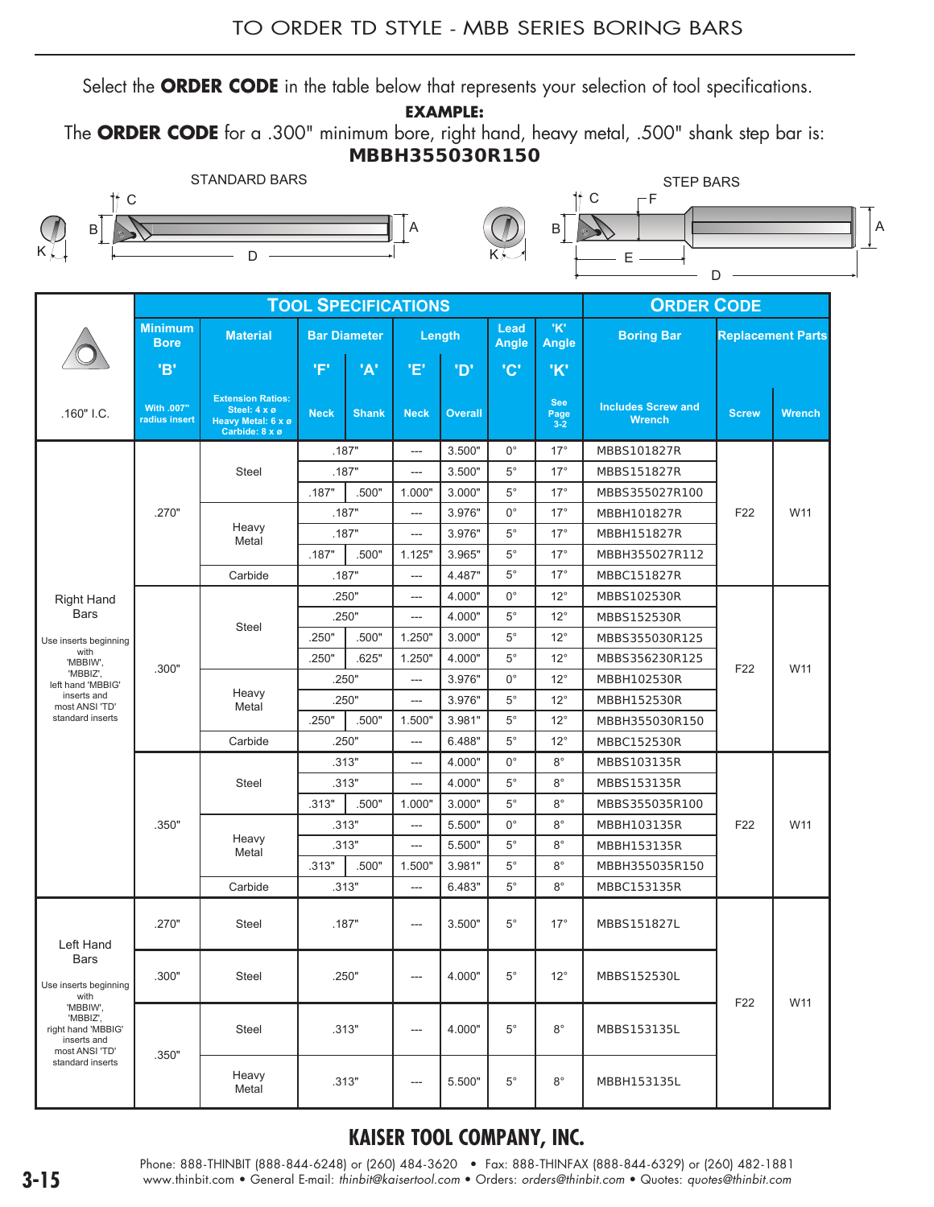# TO ORDER TD STYLE - MBB SERIES BORING BARS

Select the **ORDER CODE** in the table below that represents your selection of tool specifications.

**EXAMPLE:**

The **ORDER CODE** for a .300" minimum bore, right hand, heavy metal, .500" shank step bar is:

**MBBH355030R150**

STANDARD BARS

STEP BARS

| .160" I.C. | **TOOL SPECIFICATIONS** | | | | | | | | | **ORDER CODE** | | |
|---|---|---|---|---|---|---|---|---|---|---|---|---|
| | Minimum Bore 'B' With .007" radius insert | Material Extension Ratios: Steel: 4 x ø Heavy Metal: 6 x ø Carbide: 8 x ø | Bar Diameter 'F' Neck | Bar Diameter 'A' Shank | Length 'E' Neck | Length 'D' Overall | Lead Angle 'C' | 'K' Angle 'K' See Page 3-2 | Boring Bar Includes Screw and Wrench | Replacement Parts Screw | Replacement Parts Wrench |
| Right Hand Bars. Use inserts beginning with 'MBBIW', 'MBBIZ', left hand 'MBBIG' inserts and most ANSI 'TD' standard inserts | .270" | Steel | .187" | | --- | 3.500" | 0° | 17° | MBBS101827R | F22 | W11 |
| | | Steel | .187" | | --- | 3.500" | 5° | 17° | MBBS151827R | F22 | W11 |
| | | Steel | .187" | .500" | 1.000" | 3.000" | 5° | 17° | MBBS355027R100 | F22 | W11 |
| | | Heavy Metal | .187" | | --- | 3.976" | 0° | 17° | MBBH101827R | F22 | W11 |
| | | Heavy Metal | .187" | | --- | 3.976" | 5° | 17° | MBBH151827R | F22 | W11 |
| | | Heavy Metal | .187" | .500" | 1.125" | 3.965" | 5° | 17° | MBBH355027R112 | F22 | W11 |
| | | Carbide | .187" | | --- | 4.487" | 5° | 17° | MBBC151827R | F22 | W11 |
| | .300" | Steel | .250" | | --- | 4.000" | 0° | 12° | MBBS102530R | F22 | W11 |
| | | Steel | .250" | | --- | 4.000" | 5° | 12° | MBBS152530R | F22 | W11 |
| | | Steel | .250" | .500" | 1.250" | 3.000" | 5° | 12° | MBBS355030R125 | F22 | W11 |
| | | Steel | .250" | .625" | 1.250" | 4.000" | 5° | 12° | MBBS356230R125 | F22 | W11 |
| | | Heavy Metal | .250" | | --- | 3.976" | 0° | 12° | MBBH102530R | F22 | W11 |
| | | Heavy Metal | .250" | | --- | 3.976" | 5° | 12° | MBBH152530R | F22 | W11 |
| | | Heavy Metal | .250" | .500" | 1.500" | 3.981" | 5° | 12° | MBBH355030R150 | F22 | W11 |
| | | Carbide | .250" | | --- | 6.488" | 5° | 12° | MBBC152530R | F22 | W11 |
| | .350" | Steel | .313" | | --- | 4.000" | 0° | 8° | MBBS103135R | F22 | W11 |
| | | Steel | .313" | | --- | 4.000" | 5° | 8° | MBBS153135R | F22 | W11 |
| | | Steel | .313" | .500" | 1.000" | 3.000" | 5° | 8° | MBBS355035R100 | F22 | W11 |
| | | Heavy Metal | .313" | | --- | 5.500" | 0° | 8° | MBBH103135R | F22 | W11 |
| | | Heavy Metal | .313" | | --- | 5.500" | 5° | 8° | MBBH153135R | F22 | W11 |
| | | Heavy Metal | .313" | .500" | 1.500" | 3.981" | 5° | 8° | MBBH355035R150 | F22 | W11 |
| | | Carbide | .313" | | --- | 6.483" | 5° | 8° | MBBC153135R | F22 | W11 |
| Left Hand Bars. Use inserts beginning with 'MBBIW', 'MBBIZ', right hand 'MBBIG' inserts and most ANSI 'TD' standard inserts | .270" | Steel | .187" | | --- | 3.500" | 5° | 17° | MBBS151827L | F22 | W11 |
| | .300" | Steel | .250" | | --- | 4.000" | 5° | 12° | MBBS152530L | F22 | W11 |
| | .350" | Steel | .313" | | --- | 4.000" | 5° | 8° | MBBS153135L | F22 | W11 |
| | .350" | Heavy Metal | .313" | | --- | 5.500" | 5° | 8° | MBBH153135L | F22 | W11 |

**KAISER TOOL COMPANY, INC.**

Phone: 888-THINBIT (888-844-6248) or (260) 484-3620 • Fax: 888-THINFAX (888-844-6329) or (260) 482-1881
www.thinbit.com • General E-mail: *thinbit@kaisertool.com* • Orders: *orders@thinbit.com* • Quotes: *quotes@thinbit.com*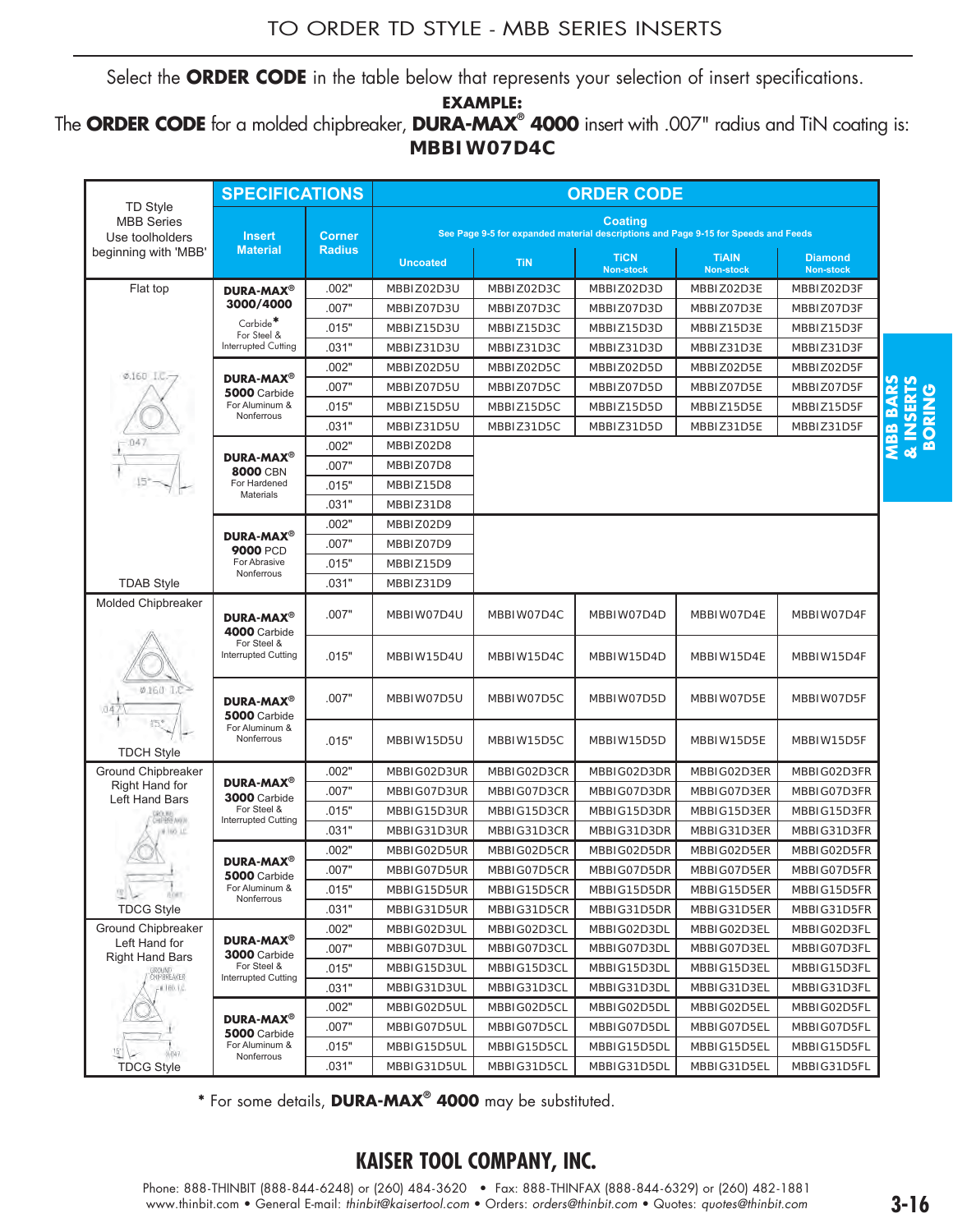# TO ORDER TD STYLE - MBB SERIES INSERTS

Select the **ORDER CODE** in the table below that represents your selection of insert specifications.

**EXAMPLE:**

The **ORDER CODE** for a molded chipbreaker, **DURA-MAX® 4000** insert with .007" radius and TiN coating is:

**MBBIW07D4C**

| TD Style MBB Series Use toolholders beginning with 'MBB' | SPECIFICATIONS | | ORDER CODE | | | | |
|---|---|---|---|---|---|---|---|
| | Insert Material | Corner Radius | Coating — See Page 9-5 for expanded material descriptions and Page 9-15 for Speeds and Feeds | | | | |
| | | | Uncoated | TiN | TiCN Non-stock | TiAlN Non-stock | Diamond Non-stock |
| Flat top | **DURA-MAX® 3000/4000** Carbide* For Steel & Interrupted Cutting | .002" | MBBIZ02D3U | MBBIZ02D3C | MBBIZ02D3D | MBBIZ02D3E | MBBIZ02D3F |
| | | .007" | MBBIZ07D3U | MBBIZ07D3C | MBBIZ07D3D | MBBIZ07D3E | MBBIZ07D3F |
| | | .015" | MBBIZ15D3U | MBBIZ15D3C | MBBIZ15D3D | MBBIZ15D3E | MBBIZ15D3F |
| | | .031" | MBBIZ31D3U | MBBIZ31D3C | MBBIZ31D3D | MBBIZ31D3E | MBBIZ31D3F |
| | **DURA-MAX® 5000** Carbide For Aluminum & Nonferrous | .002" | MBBIZ02D5U | MBBIZ02D5C | MBBIZ02D5D | MBBIZ02D5E | MBBIZ02D5F |
| | | .007" | MBBIZ07D5U | MBBIZ07D5C | MBBIZ07D5D | MBBIZ07D5E | MBBIZ07D5F |
| | | .015" | MBBIZ15D5U | MBBIZ15D5C | MBBIZ15D5D | MBBIZ15D5E | MBBIZ15D5F |
| | | .031" | MBBIZ31D5U | MBBIZ31D5C | MBBIZ31D5D | MBBIZ31D5E | MBBIZ31D5F |
| | **DURA-MAX® 8000** CBN For Hardened Materials | .002" | MBBIZ02D8 | | | | |
| | | .007" | MBBIZ07D8 | | | | |
| | | .015" | MBBIZ15D8 | | | | |
| | | .031" | MBBIZ31D8 | | | | |
| | **DURA-MAX® 9000** PCD For Abrasive Nonferrous | .002" | MBBIZ02D9 | | | | |
| | | .007" | MBBIZ07D9 | | | | |
| | | .015" | MBBIZ15D9 | | | | |
| TDAB Style | | .031" | MBBIZ31D9 | | | | |
| Molded Chipbreaker | **DURA-MAX® 4000** Carbide For Steel & Interrupted Cutting | .007" | MBBIW07D4U | MBBIW07D4C | MBBIW07D4D | MBBIW07D4E | MBBIW07D4F |
| | | .015" | MBBIW15D4U | MBBIW15D4C | MBBIW15D4D | MBBIW15D4E | MBBIW15D4F |
| | **DURA-MAX® 5000** Carbide For Aluminum & Nonferrous | .007" | MBBIW07D5U | MBBIW07D5C | MBBIW07D5D | MBBIW07D5E | MBBIW07D5F |
| TDCH Style | | .015" | MBBIW15D5U | MBBIW15D5C | MBBIW15D5D | MBBIW15D5E | MBBIW15D5F |
| Ground Chipbreaker Right Hand for Left Hand Bars | **DURA-MAX® 3000** Carbide For Steel & Interrupted Cutting | .002" | MBBIG02D3UR | MBBIG02D3CR | MBBIG02D3DR | MBBIG02D3ER | MBBIG02D3FR |
| | | .007" | MBBIG07D3UR | MBBIG07D3CR | MBBIG07D3DR | MBBIG07D3ER | MBBIG07D3FR |
| | | .015" | MBBIG15D3UR | MBBIG15D3CR | MBBIG15D3DR | MBBIG15D3ER | MBBIG15D3FR |
| | | .031" | MBBIG31D3UR | MBBIG31D3CR | MBBIG31D3DR | MBBIG31D3ER | MBBIG31D3FR |
| | **DURA-MAX® 5000** Carbide For Aluminum & Nonferrous | .002" | MBBIG02D5UR | MBBIG02D5CR | MBBIG02D5DR | MBBIG02D5ER | MBBIG02D5FR |
| | | .007" | MBBIG07D5UR | MBBIG07D5CR | MBBIG07D5DR | MBBIG07D5ER | MBBIG07D5FR |
| | | .015" | MBBIG15D5UR | MBBIG15D5CR | MBBIG15D5DR | MBBIG15D5ER | MBBIG15D5FR |
| TDCG Style | | .031" | MBBIG31D5UR | MBBIG31D5CR | MBBIG31D5DR | MBBIG31D5ER | MBBIG31D5FR |
| Ground Chipbreaker Left Hand for Right Hand Bars | **DURA-MAX® 3000** Carbide For Steel & Interrupted Cutting | .002" | MBBIG02D3UL | MBBIG02D3CL | MBBIG02D3DL | MBBIG02D3EL | MBBIG02D3FL |
| | | .007" | MBBIG07D3UL | MBBIG07D3CL | MBBIG07D3DL | MBBIG07D3EL | MBBIG07D3FL |
| | | .015" | MBBIG15D3UL | MBBIG15D3CL | MBBIG15D3DL | MBBIG15D3EL | MBBIG15D3FL |
| | | .031" | MBBIG31D3UL | MBBIG31D3CL | MBBIG31D3DL | MBBIG31D3EL | MBBIG31D3FL |
| | **DURA-MAX® 5000** Carbide For Aluminum & Nonferrous | .002" | MBBIG02D5UL | MBBIG02D5CL | MBBIG02D5DL | MBBIG02D5EL | MBBIG02D5FL |
| | | .007" | MBBIG07D5UL | MBBIG07D5CL | MBBIG07D5DL | MBBIG07D5EL | MBBIG07D5FL |
| | | .015" | MBBIG15D5UL | MBBIG15D5CL | MBBIG15D5DL | MBBIG15D5EL | MBBIG15D5FL |
| TDCG Style | | .031" | MBBIG31D5UL | MBBIG31D5CL | MBBIG31D5DL | MBBIG31D5EL | MBBIG31D5FL |

\* For some details, **DURA-MAX® 4000** may be substituted.

MBB BARS & INSERTS BORING

## KAISER TOOL COMPANY, INC.

Phone: 888-THINBIT (888-844-6248) or (260) 484-3620 • Fax: 888-THINFAX (888-844-6329) or (260) 482-1881
www.thinbit.com • General E-mail: *thinbit@kaisertool.com* • Orders: *orders@thinbit.com* • Quotes: *quotes@thinbit.com*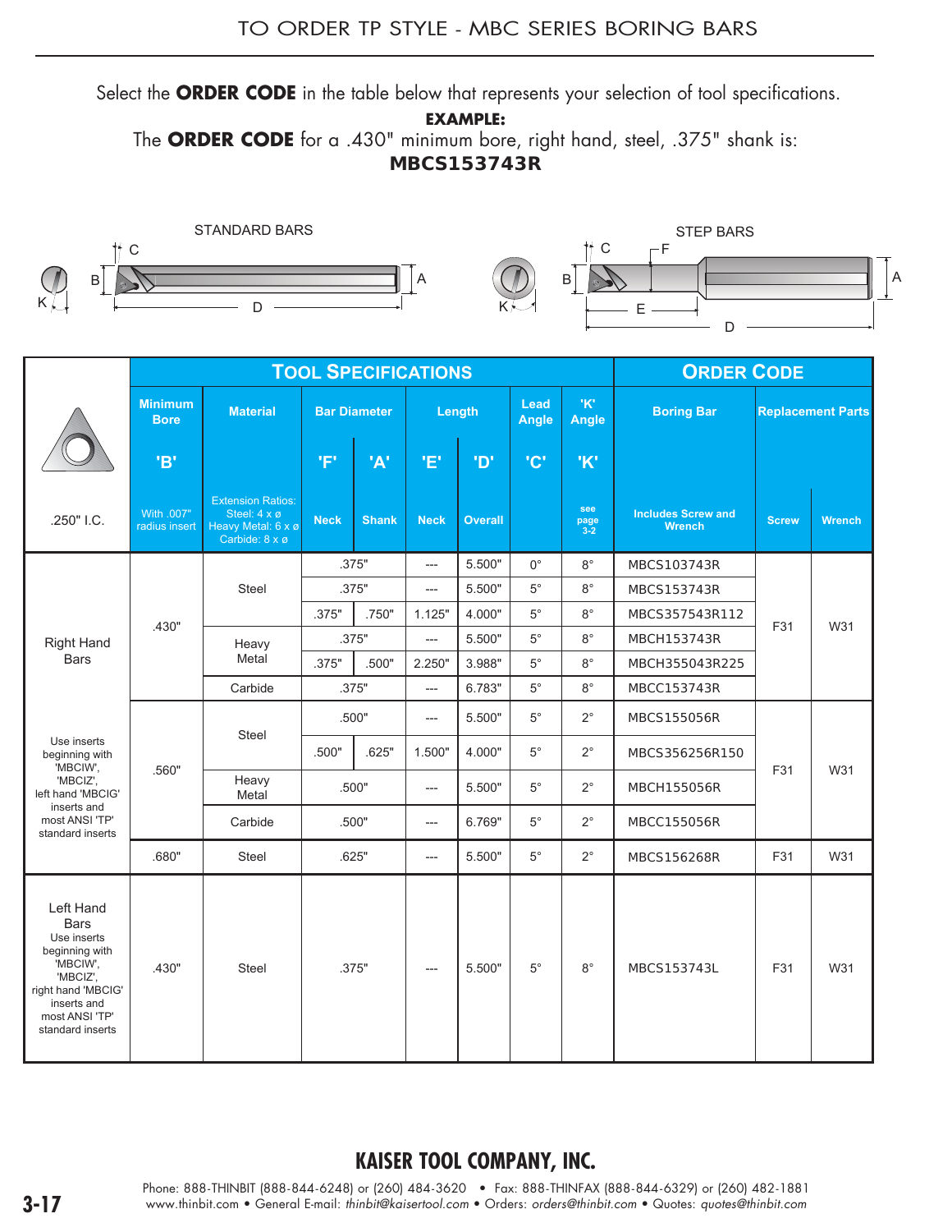# TO ORDER TP STYLE - MBC SERIES BORING BARS

Select the **ORDER CODE** in the table below that represents your selection of tool specifications.

**EXAMPLE:**

The **ORDER CODE** for a .430" minimum bore, right hand, steel, .375" shank is:

**MBCS153743R**

STANDARD BARS

STEP BARS

| .250" I.C. | Minimum Bore 'B' (With .007" radius insert) | Material (Extension Ratios: Steel: 4 x ø, Heavy Metal: 6 x ø, Carbide: 8 x ø) | Bar Diameter 'F' Neck | Bar Diameter 'A' Shank | Length 'E' Neck | Length 'D' Overall | Lead Angle 'C' | 'K' Angle 'K' (see page 3-2) | Boring Bar (Includes Screw and Wrench) | Replacement Parts Screw | Replacement Parts Wrench |
|---|---|---|---|---|---|---|---|---|---|---|---|
| Right Hand Bars | .430" | Steel | .375" | | --- | 5.500" | 0° | 8° | MBCS103743R | F31 | W31 |
| | | Steel | .375" | | --- | 5.500" | 5° | 8° | MBCS153743R | | |
| | | Steel | .375" | .750" | 1.125" | 4.000" | 5° | 8° | MBCS357543R112 | | |
| | | Heavy Metal | .375" | | --- | 5.500" | 5° | 8° | MBCH153743R | | |
| | | Heavy Metal | .375" | .500" | 2.250" | 3.988" | 5° | 8° | MBCH355043R225 | | |
| | | Carbide | .375" | | --- | 6.783" | 5° | 8° | MBCC153743R | | |
| Use inserts beginning with 'MBCIW', 'MBCIZ', left hand 'MBCIG' inserts and most ANSI 'TP' standard inserts | .560" | Steel | .500" | | --- | 5.500" | 5° | 2° | MBCS155056R | F31 | W31 |
| | | Steel | .500" | .625" | 1.500" | 4.000" | 5° | 2° | MBCS356256R150 | | |
| | | Heavy Metal | .500" | | --- | 5.500" | 5° | 2° | MBCH155056R | | |
| | | Carbide | .500" | | --- | 6.769" | 5° | 2° | MBCC155056R | | |
| | .680" | Steel | .625" | | --- | 5.500" | 5° | 2° | MBCS156268R | F31 | W31 |
| Left Hand Bars. Use inserts beginning with 'MBCIW', 'MBCIZ', right hand 'MBCIG' inserts and most ANSI 'TP' standard inserts | .430" | Steel | .375" | | --- | 5.500" | 5° | 8° | MBCS153743L | F31 | W31 |

**KAISER TOOL COMPANY, INC.**

Phone: 888-THINBIT (888-844-6248) or (260) 484-3620 • Fax: 888-THINFAX (888-844-6329) or (260) 482-1881
www.thinbit.com • General E-mail: *thinbit@kaisertool.com* • Orders: *orders@thinbit.com* • Quotes: *quotes@thinbit.com*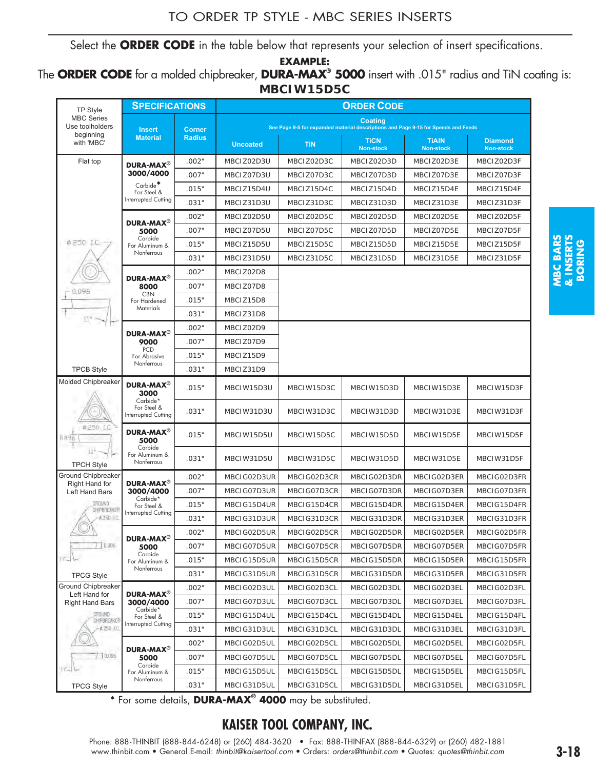# TO ORDER TP STYLE - MBC SERIES INSERTS

Select the **ORDER CODE** in the table below that represents your selection of insert specifications.

**EXAMPLE:**

The **ORDER CODE** for a molded chipbreaker, **DURA-MAX® 5000** insert with .015" radius and TiN coating is:

**MBCIW15D5C**

| TP Style MBC Series Use toolholders beginning with 'MBC' | Specifications | | Order Code | | | | |
|---|---|---|---|---|---|---|---|
| | Insert Material | Corner Radius | Coating (See Page 9-5 for expanded material descriptions and Page 9-15 for Speeds and Feeds) | | | | |
| | | | Uncoated | TiN | TiCN Non-stock | TiAlN Non-stock | Diamond Non-stock |
| Flat top | DURA-MAX® 3000/4000 Carbide* For Steel & Interrupted Cutting | .002" | MBCIZ02D3U | MBCIZ02D3C | MBCIZ02D3D | MBCIZ02D3E | MBCIZ02D3F |
| | | .007" | MBCIZ07D3U | MBCIZ07D3C | MBCIZ07D3D | MBCIZ07D3E | MBCIZ07D3F |
| | | .015" | MBCIZ15D4U | MBCIZ15D4C | MBCIZ15D4D | MBCIZ15D4E | MBCIZ15D4F |
| | | .031" | MBCIZ31D3U | MBCIZ31D3C | MBCIZ31D3D | MBCIZ31D3E | MBCIZ31D3F |
| | DURA-MAX® 5000 Carbide For Aluminum & Nonferrous | .002" | MBCIZ02D5U | MBCIZ02D5C | MBCIZ02D5D | MBCIZ02D5E | MBCIZ02D5F |
| | | .007" | MBCIZ07D5U | MBCIZ07D5C | MBCIZ07D5D | MBCIZ07D5E | MBCIZ07D5F |
| | | .015" | MBCIZ15D5U | MBCIZ15D5C | MBCIZ15D5D | MBCIZ15D5E | MBCIZ15D5F |
| | | .031" | MBCIZ31D5U | MBCIZ31D5C | MBCIZ31D5D | MBCIZ31D5E | MBCIZ31D5F |
| | DURA-MAX® 8000 CBN For Hardened Materials | .002" | MBCIZ02D8 | | | | |
| | | .007" | MBCIZ07D8 | | | | |
| | | .015" | MBCIZ15D8 | | | | |
| | | .031" | MBCIZ31D8 | | | | |
| | DURA-MAX® 9000 PCD For Abrasive Nonferrous | .002" | MBCIZ02D9 | | | | |
| | | .007" | MBCIZ07D9 | | | | |
| | | .015" | MBCIZ15D9 | | | | |
| TPCB Style | | .031" | MBCIZ31D9 | | | | |
| Molded Chipbreaker | DURA-MAX® 3000 Carbide* For Steel & Interrupted Cutting | .015" | MBCIW15D3U | MBCIW15D3C | MBCIW15D3D | MBCIW15D3E | MBCIW15D3F |
| | | .031" | MBCIW31D3U | MBCIW31D3C | MBCIW31D3D | MBCIW31D3E | MBCIW31D3F |
| | DURA-MAX® 5000 Carbide For Aluminum & Nonferrous | .015" | MBCIW15D5U | MBCIW15D5C | MBCIW15D5D | MBCIW15D5E | MBCIW15D5F |
| TPCH Style | | .031" | MBCIW31D5U | MBCIW31D5C | MBCIW31D5D | MBCIW31D5E | MBCIW31D5F |
| Ground Chipbreaker Right Hand for Left Hand Bars | DURA-MAX® 3000/4000 Carbide* For Steel & Interrupted Cutting | .002" | MBCIG02D3UR | MBCIG02D3CR | MBCIG02D3DR | MBCIG02D3ER | MBCIG02D3FR |
| | | .007" | MBCIG07D3UR | MBCIG07D3CR | MBCIG07D3DR | MBCIG07D3ER | MBCIG07D3FR |
| | | .015" | MBCIG15D4UR | MBCIG15D4CR | MBCIG15D4DR | MBCIG15D4ER | MBCIG15D4FR |
| | | .031" | MBCIG31D3UR | MBCIG31D3CR | MBCIG31D3DR | MBCIG31D3ER | MBCIG31D3FR |
| | DURA-MAX® 5000 Carbide For Aluminum & Nonferrous | .002" | MBCIG02D5UR | MBCIG02D5CR | MBCIG02D5DR | MBCIG02D5ER | MBCIG02D5FR |
| | | .007" | MBCIG07D5UR | MBCIG07D5CR | MBCIG07D5DR | MBCIG07D5ER | MBCIG07D5FR |
| | | .015" | MBCIG15D5UR | MBCIG15D5CR | MBCIG15D5DR | MBCIG15D5ER | MBCIG15D5FR |
| TPCG Style | | .031" | MBCIG31D5UR | MBCIG31D5CR | MBCIG31D5DR | MBCIG31D5ER | MBCIG31D5FR |
| Ground Chipbreaker Left Hand for Right Hand Bars | DURA-MAX® 3000/4000 Carbide* For Steel & Interrupted Cutting | .002" | MBCIG02D3UL | MBCIG02D3CL | MBCIG02D3DL | MBCIG02D3EL | MBCIG02D3FL |
| | | .007" | MBCIG07D3UL | MBCIG07D3CL | MBCIG07D3DL | MBCIG07D3EL | MBCIG07D3FL |
| | | .015" | MBCIG15D4UL | MBCIG15D4CL | MBCIG15D4DL | MBCIG15D4EL | MBCIG15D4FL |
| | | .031" | MBCIG31D3UL | MBCIG31D3CL | MBCIG31D3DL | MBCIG31D3EL | MBCIG31D3FL |
| | DURA-MAX® 5000 Carbide For Aluminum & Nonferrous | .002" | MBCIG02D5UL | MBCIG02D5CL | MBCIG02D5DL | MBCIG02D5EL | MBCIG02D5FL |
| | | .007" | MBCIG07D5UL | MBCIG07D5CL | MBCIG07D5DL | MBCIG07D5EL | MBCIG07D5FL |
| | | .015" | MBCIG15D5UL | MBCIG15D5CL | MBCIG15D5DL | MBCIG15D5EL | MBCIG15D5FL |
| TPCG Style | | .031" | MBCIG31D5UL | MBCIG31D5CL | MBCIG31D5DL | MBCIG31D5EL | MBCIG31D5FL |

\* For some details, **DURA-MAX® 4000** may be substituted.

MBC BARS & INSERTS BORING

## KAISER TOOL COMPANY, INC.

Phone: 888-THINBIT (888-844-6248) or (260) 484-3620 • Fax: 888-THINFAX (888-844-6329) or (260) 482-1881
www.thinbit.com • General E-mail: *thinbit@kaisertool.com* • Orders: *orders@thinbit.com* • Quotes: *quotes@thinbit.com*